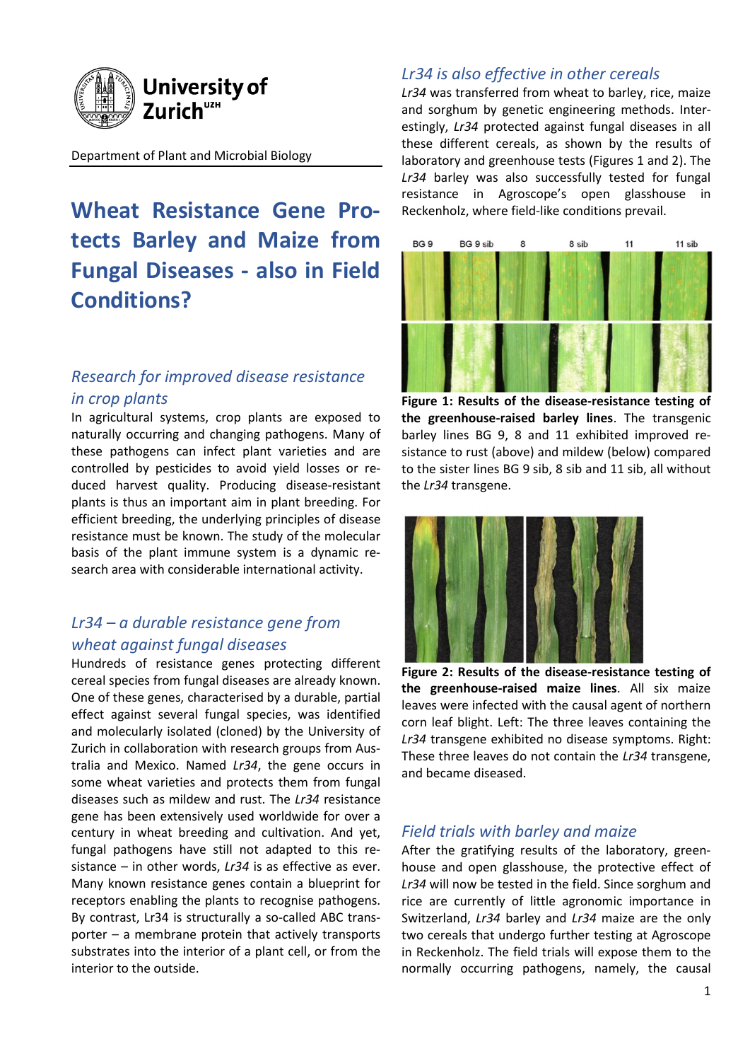University of Zurich[UZH]

Department of Plant and Microbial Biology

# Wheat Resistance Gene Protects Barley and Maize from Fungal Diseases - also in Field Conditions?

## *Research for improved disease resistance in crop plants*

In agricultural systems, crop plants are exposed to naturally occurring and changing pathogens. Many of these pathogens can infect plant varieties and are controlled by pesticides to avoid yield losses or reduced harvest quality. Producing disease-resistant plants is thus an important aim in plant breeding. For efficient breeding, the underlying principles of disease resistance must be known. The study of the molecular basis of the plant immune system is a dynamic research area with considerable international activity.

## *Lr34 – a durable resistance gene from wheat against fungal diseases*

Hundreds of resistance genes protecting different cereal species from fungal diseases are already known. One of these genes, characterised by a durable, partial effect against several fungal species, was identified and molecularly isolated (cloned) by the University of Zurich in collaboration with research groups from Australia and Mexico. Named *Lr34*, the gene occurs in some wheat varieties and protects them from fungal diseases such as mildew and rust. The *Lr34* resistance gene has been extensively used worldwide for over a century in wheat breeding and cultivation. And yet, fungal pathogens have still not adapted to this resistance – in other words, *Lr34* is as effective as ever. Many known resistance genes contain a blueprint for receptors enabling the plants to recognise pathogens. By contrast, Lr34 is structurally a so-called ABC transporter – a membrane protein that actively transports substrates into the interior of a plant cell, or from the interior to the outside.

## *Lr34 is also effective in other cereals*

*Lr34* was transferred from wheat to barley, rice, maize and sorghum by genetic engineering methods. Interestingly, *Lr34* protected against fungal diseases in all these different cereals, as shown by the results of laboratory and greenhouse tests (Figures 1 and 2). The *Lr34* barley was also successfully tested for fungal resistance in Agroscope's open glasshouse in Reckenholz, where field-like conditions prevail.

**Figure 1: Results of the disease-resistance testing of the greenhouse-raised barley lines**. The transgenic barley lines BG 9, 8 and 11 exhibited improved resistance to rust (above) and mildew (below) compared to the sister lines BG 9 sib, 8 sib and 11 sib, all without the *Lr34* transgene.

**Figure 2: Results of the disease-resistance testing of the greenhouse-raised maize lines**. All six maize leaves were infected with the causal agent of northern corn leaf blight. Left: The three leaves containing the *Lr34* transgene exhibited no disease symptoms. Right: These three leaves do not contain the *Lr34* transgene, and became diseased.

## *Field trials with barley and maize*

After the gratifying results of the laboratory, greenhouse and open glasshouse, the protective effect of *Lr34* will now be tested in the field. Since sorghum and rice are currently of little agronomic importance in Switzerland, *Lr34* barley and *Lr34* maize are the only two cereals that undergo further testing at Agroscope in Reckenholz. The field trials will expose them to the normally occurring pathogens, namely, the causal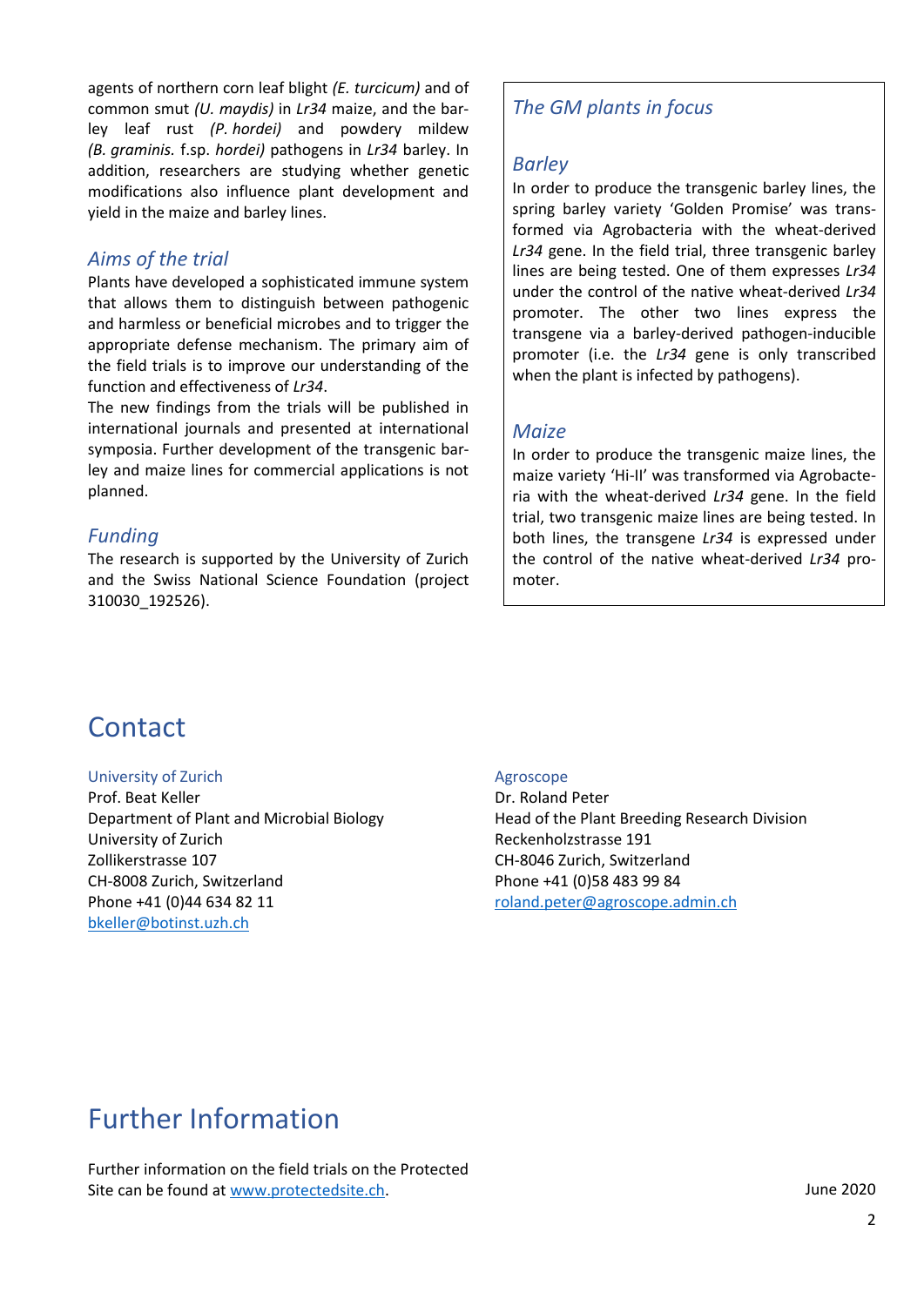agents of northern corn leaf blight *(E. turcicum)* and of common smut *(U. maydis)* in *Lr34* maize, and the barley leaf rust *(P. hordei)* and powdery mildew *(B. graminis.* f.sp. *hordei)* pathogens in *Lr34* barley. In addition, researchers are studying whether genetic modifications also influence plant development and yield in the maize and barley lines.

## *Aims of the trial*

Plants have developed a sophisticated immune system that allows them to distinguish between pathogenic and harmless or beneficial microbes and to trigger the appropriate defense mechanism. The primary aim of the field trials is to improve our understanding of the function and effectiveness of *Lr34*.

The new findings from the trials will be published in international journals and presented at international symposia. Further development of the transgenic barley and maize lines for commercial applications is not planned.

## *Funding*

The research is supported by the University of Zurich and the Swiss National Science Foundation (project 310030_192526).

## *The GM plants in focus*

### *Barley*

In order to produce the transgenic barley lines, the spring barley variety 'Golden Promise' was transformed via Agrobacteria with the wheat-derived *Lr34* gene. In the field trial, three transgenic barley lines are being tested. One of them expresses *Lr34* under the control of the native wheat-derived *Lr34* promoter. The other two lines express the transgene via a barley-derived pathogen-inducible promoter (i.e. the *Lr34* gene is only transcribed when the plant is infected by pathogens).

### *Maize*

In order to produce the transgenic maize lines, the maize variety 'Hi-II' was transformed via Agrobacteria with the wheat-derived *Lr34* gene. In the field trial, two transgenic maize lines are being tested. In both lines, the transgene *Lr34* is expressed under the control of the native wheat-derived *Lr34* promoter.

# Contact

University of Zurich
Prof. Beat Keller
Department of Plant and Microbial Biology
University of Zurich
Zollikerstrasse 107
CH-8008 Zurich, Switzerland
Phone +41 (0)44 634 82 11
bkeller@botinst.uzh.ch

Agroscope
Dr. Roland Peter
Head of the Plant Breeding Research Division
Reckenholzstrasse 191
CH-8046 Zurich, Switzerland
Phone +41 (0)58 483 99 84
roland.peter@agroscope.admin.ch

# Further Information

Further information on the field trials on the Protected Site can be found at www.protectedsite.ch.

June 2020